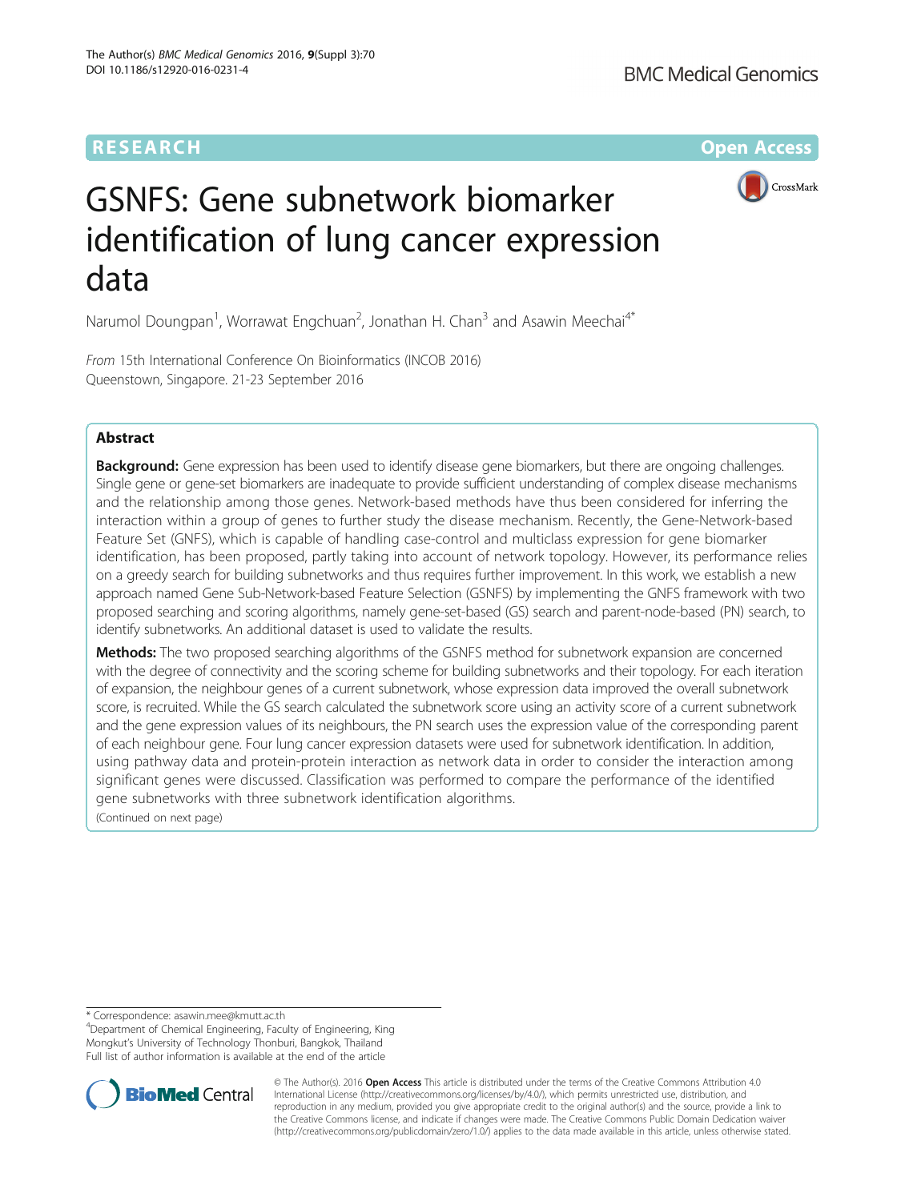RESEARCH Open Access

# GSNFS: Gene subnetwork biomarker identification of lung cancer expression data

Narumol Doungpan[1], Worrawat Engchuan[2], Jonathan H. Chan[3] and Asawin Meechai[4*]

*From* 15th International Conference On Bioinformatics (INCOB 2016)
Queenstown, Singapore. 21-23 September 2016

## Abstract

**Background:** Gene expression has been used to identify disease gene biomarkers, but there are ongoing challenges. Single gene or gene-set biomarkers are inadequate to provide sufficient understanding of complex disease mechanisms and the relationship among those genes. Network-based methods have thus been considered for inferring the interaction within a group of genes to further study the disease mechanism. Recently, the Gene-Network-based Feature Set (GNFS), which is capable of handling case-control and multiclass expression for gene biomarker identification, has been proposed, partly taking into account of network topology. However, its performance relies on a greedy search for building subnetworks and thus requires further improvement. In this work, we establish a new approach named Gene Sub-Network-based Feature Selection (GSNFS) by implementing the GNFS framework with two proposed searching and scoring algorithms, namely gene-set-based (GS) search and parent-node-based (PN) search, to identify subnetworks. An additional dataset is used to validate the results.

**Methods:** The two proposed searching algorithms of the GSNFS method for subnetwork expansion are concerned with the degree of connectivity and the scoring scheme for building subnetworks and their topology. For each iteration of expansion, the neighbour genes of a current subnetwork, whose expression data improved the overall subnetwork score, is recruited. While the GS search calculated the subnetwork score using an activity score of a current subnetwork and the gene expression values of its neighbours, the PN search uses the expression value of the corresponding parent of each neighbour gene. Four lung cancer expression datasets were used for subnetwork identification. In addition, using pathway data and protein-protein interaction as network data in order to consider the interaction among significant genes were discussed. Classification was performed to compare the performance of the identified gene subnetworks with three subnetwork identification algorithms.

(Continued on next page)

\* Correspondence: asawin.mee@kmutt.ac.th
[4]Department of Chemical Engineering, Faculty of Engineering, King Mongkut's University of Technology Thonburi, Bangkok, Thailand
Full list of author information is available at the end of the article

© The Author(s). 2016 **Open Access** This article is distributed under the terms of the Creative Commons Attribution 4.0 International License (http://creativecommons.org/licenses/by/4.0/), which permits unrestricted use, distribution, and reproduction in any medium, provided you give appropriate credit to the original author(s) and the source, provide a link to the Creative Commons license, and indicate if changes were made. The Creative Commons Public Domain Dedication waiver (http://creativecommons.org/publicdomain/zero/1.0/) applies to the data made available in this article, unless otherwise stated.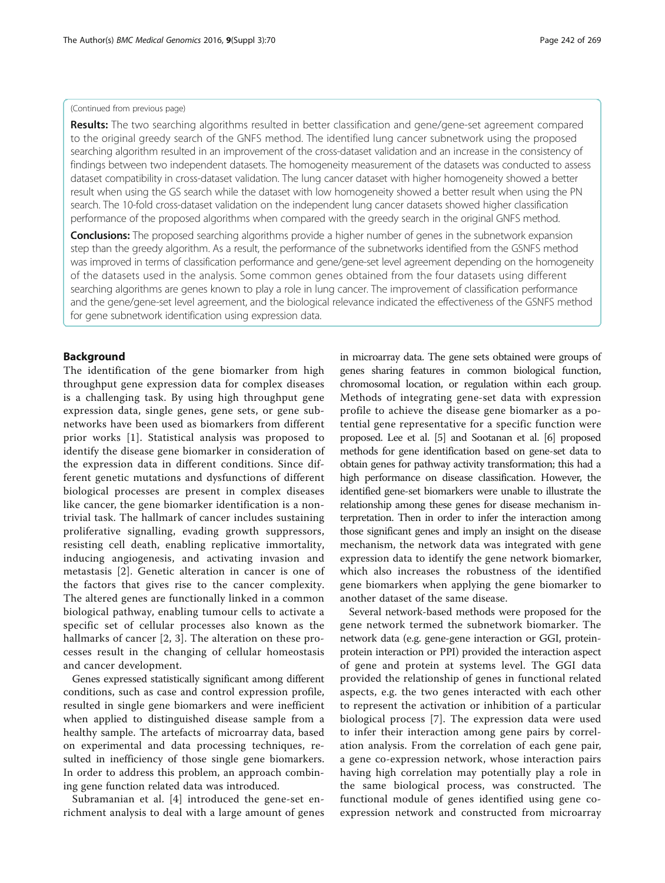(Continued from previous page)

**Results:** The two searching algorithms resulted in better classification and gene/gene-set agreement compared to the original greedy search of the GNFS method. The identified lung cancer subnetwork using the proposed searching algorithm resulted in an improvement of the cross-dataset validation and an increase in the consistency of findings between two independent datasets. The homogeneity measurement of the datasets was conducted to assess dataset compatibility in cross-dataset validation. The lung cancer dataset with higher homogeneity showed a better result when using the GS search while the dataset with low homogeneity showed a better result when using the PN search. The 10-fold cross-dataset validation on the independent lung cancer datasets showed higher classification performance of the proposed algorithms when compared with the greedy search in the original GNFS method.

**Conclusions:** The proposed searching algorithms provide a higher number of genes in the subnetwork expansion step than the greedy algorithm. As a result, the performance of the subnetworks identified from the GSNFS method was improved in terms of classification performance and gene/gene-set level agreement depending on the homogeneity of the datasets used in the analysis. Some common genes obtained from the four datasets using different searching algorithms are genes known to play a role in lung cancer. The improvement of classification performance and the gene/gene-set level agreement, and the biological relevance indicated the effectiveness of the GSNFS method for gene subnetwork identification using expression data.

## Background

The identification of the gene biomarker from high throughput gene expression data for complex diseases is a challenging task. By using high throughput gene expression data, single genes, gene sets, or gene subnetworks have been used as biomarkers from different prior works [1]. Statistical analysis was proposed to identify the disease gene biomarker in consideration of the expression data in different conditions. Since different genetic mutations and dysfunctions of different biological processes are present in complex diseases like cancer, the gene biomarker identification is a non-trivial task. The hallmark of cancer includes sustaining proliferative signalling, evading growth suppressors, resisting cell death, enabling replicative immortality, inducing angiogenesis, and activating invasion and metastasis [2]. Genetic alteration in cancer is one of the factors that gives rise to the cancer complexity. The altered genes are functionally linked in a common biological pathway, enabling tumour cells to activate a specific set of cellular processes also known as the hallmarks of cancer [2, 3]. The alteration on these processes result in the changing of cellular homeostasis and cancer development.

Genes expressed statistically significant among different conditions, such as case and control expression profile, resulted in single gene biomarkers and were inefficient when applied to distinguished disease sample from a healthy sample. The artefacts of microarray data, based on experimental and data processing techniques, resulted in inefficiency of those single gene biomarkers. In order to address this problem, an approach combining gene function related data was introduced.

Subramanian et al. [4] introduced the gene-set enrichment analysis to deal with a large amount of genes in microarray data. The gene sets obtained were groups of genes sharing features in common biological function, chromosomal location, or regulation within each group. Methods of integrating gene-set data with expression profile to achieve the disease gene biomarker as a potential gene representative for a specific function were proposed. Lee et al. [5] and Sootanan et al. [6] proposed methods for gene identification based on gene-set data to obtain genes for pathway activity transformation; this had a high performance on disease classification. However, the identified gene-set biomarkers were unable to illustrate the relationship among these genes for disease mechanism interpretation. Then in order to infer the interaction among those significant genes and imply an insight on the disease mechanism, the network data was integrated with gene expression data to identify the gene network biomarker, which also increases the robustness of the identified gene biomarkers when applying the gene biomarker to another dataset of the same disease.

Several network-based methods were proposed for the gene network termed the subnetwork biomarker. The network data (e.g. gene-gene interaction or GGI, protein-protein interaction or PPI) provided the interaction aspect of gene and protein at systems level. The GGI data provided the relationship of genes in functional related aspects, e.g. the two genes interacted with each other to represent the activation or inhibition of a particular biological process [7]. The expression data were used to infer their interaction among gene pairs by correlation analysis. From the correlation of each gene pair, a gene co-expression network, whose interaction pairs having high correlation may potentially play a role in the same biological process, was constructed. The functional module of genes identified using gene co-expression network and constructed from microarray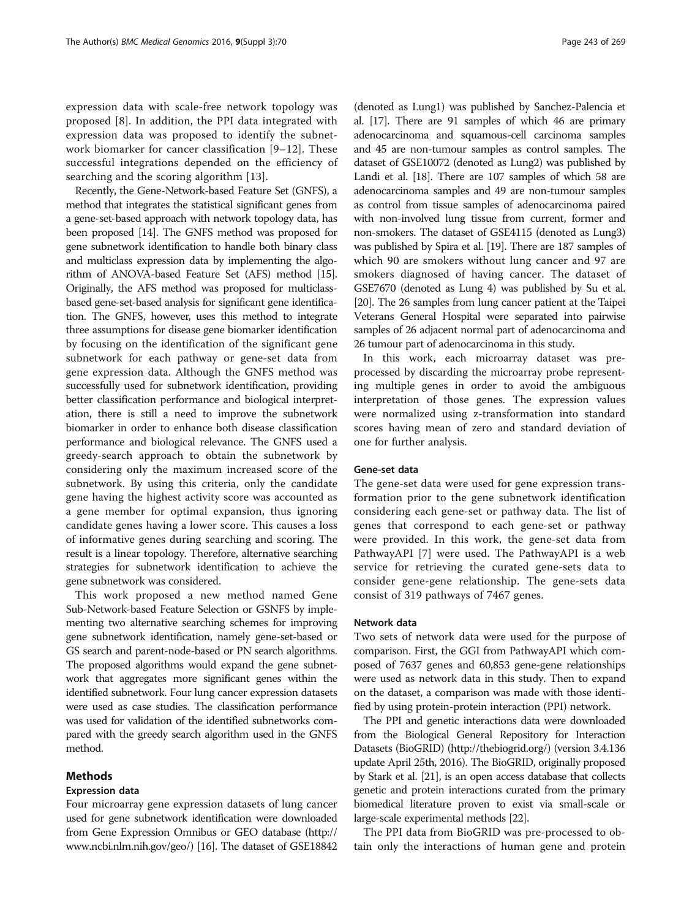expression data with scale-free network topology was proposed [8]. In addition, the PPI data integrated with expression data was proposed to identify the subnetwork biomarker for cancer classification [9–12]. These successful integrations depended on the efficiency of searching and the scoring algorithm [13].

Recently, the Gene-Network-based Feature Set (GNFS), a method that integrates the statistical significant genes from a gene-set-based approach with network topology data, has been proposed [14]. The GNFS method was proposed for gene subnetwork identification to handle both binary class and multiclass expression data by implementing the algorithm of ANOVA-based Feature Set (AFS) method [15]. Originally, the AFS method was proposed for multiclass-based gene-set-based analysis for significant gene identification. The GNFS, however, uses this method to integrate three assumptions for disease gene biomarker identification by focusing on the identification of the significant gene subnetwork for each pathway or gene-set data from gene expression data. Although the GNFS method was successfully used for subnetwork identification, providing better classification performance and biological interpretation, there is still a need to improve the subnetwork biomarker in order to enhance both disease classification performance and biological relevance. The GNFS used a greedy-search approach to obtain the subnetwork by considering only the maximum increased score of the subnetwork. By using this criteria, only the candidate gene having the highest activity score was accounted as a gene member for optimal expansion, thus ignoring candidate genes having a lower score. This causes a loss of informative genes during searching and scoring. The result is a linear topology. Therefore, alternative searching strategies for subnetwork identification to achieve the gene subnetwork was considered.

This work proposed a new method named Gene Sub-Network-based Feature Selection or GSNFS by implementing two alternative searching schemes for improving gene subnetwork identification, namely gene-set-based or GS search and parent-node-based or PN search algorithms. The proposed algorithms would expand the gene subnetwork that aggregates more significant genes within the identified subnetwork. Four lung cancer expression datasets were used as case studies. The classification performance was used for validation of the identified subnetworks compared with the greedy search algorithm used in the GNFS method.

## Methods

### Expression data

Four microarray gene expression datasets of lung cancer used for gene subnetwork identification were downloaded from Gene Expression Omnibus or GEO database (http://www.ncbi.nlm.nih.gov/geo/) [16]. The dataset of GSE18842 (denoted as Lung1) was published by Sanchez-Palencia et al. [17]. There are 91 samples of which 46 are primary adenocarcinoma and squamous-cell carcinoma samples and 45 are non-tumour samples as control samples. The dataset of GSE10072 (denoted as Lung2) was published by Landi et al. [18]. There are 107 samples of which 58 are adenocarcinoma samples and 49 are non-tumour samples as control from tissue samples of adenocarcinoma paired with non-involved lung tissue from current, former and non-smokers. The dataset of GSE4115 (denoted as Lung3) was published by Spira et al. [19]. There are 187 samples of which 90 are smokers without lung cancer and 97 are smokers diagnosed of having cancer. The dataset of GSE7670 (denoted as Lung 4) was published by Su et al. [20]. The 26 samples from lung cancer patient at the Taipei Veterans General Hospital were separated into pairwise samples of 26 adjacent normal part of adenocarcinoma and 26 tumour part of adenocarcinoma in this study.

In this work, each microarray dataset was pre-processed by discarding the microarray probe representing multiple genes in order to avoid the ambiguous interpretation of those genes. The expression values were normalized using z-transformation into standard scores having mean of zero and standard deviation of one for further analysis.

### Gene-set data

The gene-set data were used for gene expression transformation prior to the gene subnetwork identification considering each gene-set or pathway data. The list of genes that correspond to each gene-set or pathway were provided. In this work, the gene-set data from PathwayAPI [7] were used. The PathwayAPI is a web service for retrieving the curated gene-sets data to consider gene-gene relationship. The gene-sets data consist of 319 pathways of 7467 genes.

### Network data

Two sets of network data were used for the purpose of comparison. First, the GGI from PathwayAPI which composed of 7637 genes and 60,853 gene-gene relationships were used as network data in this study. Then to expand on the dataset, a comparison was made with those identified by using protein-protein interaction (PPI) network.

The PPI and genetic interactions data were downloaded from the Biological General Repository for Interaction Datasets (BioGRID) (http://thebiogrid.org/) (version 3.4.136 update April 25th, 2016). The BioGRID, originally proposed by Stark et al. [21], is an open access database that collects genetic and protein interactions curated from the primary biomedical literature proven to exist via small-scale or large-scale experimental methods [22].

The PPI data from BioGRID was pre-processed to obtain only the interactions of human gene and protein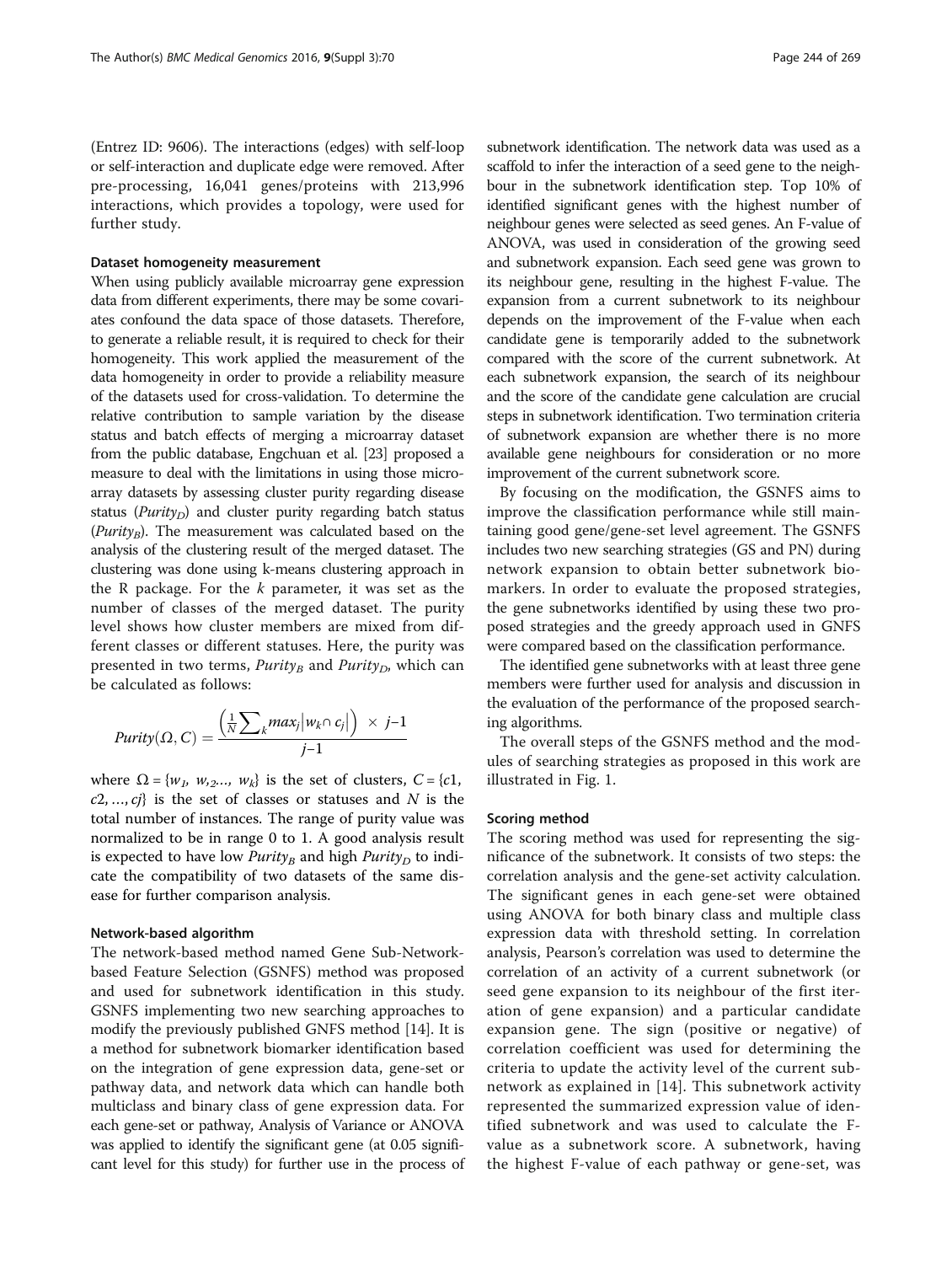(Entrez ID: 9606). The interactions (edges) with self-loop or self-interaction and duplicate edge were removed. After pre-processing, 16,041 genes/proteins with 213,996 interactions, which provides a topology, were used for further study.

#### Dataset homogeneity measurement

When using publicly available microarray gene expression data from different experiments, there may be some covariates confound the data space of those datasets. Therefore, to generate a reliable result, it is required to check for their homogeneity. This work applied the measurement of the data homogeneity in order to provide a reliability measure of the datasets used for cross-validation. To determine the relative contribution to sample variation by the disease status and batch effects of merging a microarray dataset from the public database, Engchuan et al. [23] proposed a measure to deal with the limitations in using those microarray datasets by assessing cluster purity regarding disease status ($Purity_D$) and cluster purity regarding batch status ($Purity_B$). The measurement was calculated based on the analysis of the clustering result of the merged dataset. The clustering was done using k-means clustering approach in the R package. For the $k$ parameter, it was set as the number of classes of the merged dataset. The purity level shows how cluster members are mixed from different classes or different statuses. Here, the purity was presented in two terms, $Purity_B$ and $Purity_D$, which can be calculated as follows:

$$Purity(\Omega, C) = \frac{\left(\frac{1}{N}\sum_k max_j \left|w_k \cap c_j\right|\right) \times j-1}{j-1}$$

where $\Omega = \{w_1, w_2,..., w_k\}$ is the set of clusters, $C = \{c1, c2, ..., cj\}$ is the set of classes or statuses and $N$ is the total number of instances. The range of purity value was normalized to be in range 0 to 1. A good analysis result is expected to have low $Purity_B$ and high $Purity_D$ to indicate the compatibility of two datasets of the same disease for further comparison analysis.

#### Network-based algorithm

The network-based method named Gene Sub-Network-based Feature Selection (GSNFS) method was proposed and used for subnetwork identification in this study. GSNFS implementing two new searching approaches to modify the previously published GNFS method [14]. It is a method for subnetwork biomarker identification based on the integration of gene expression data, gene-set or pathway data, and network data which can handle both multiclass and binary class of gene expression data. For each gene-set or pathway, Analysis of Variance or ANOVA was applied to identify the significant gene (at 0.05 significant level for this study) for further use in the process of subnetwork identification. The network data was used as a scaffold to infer the interaction of a seed gene to the neighbour in the subnetwork identification step. Top 10% of identified significant genes with the highest number of neighbour genes were selected as seed genes. An F-value of ANOVA, was used in consideration of the growing seed and subnetwork expansion. Each seed gene was grown to its neighbour gene, resulting in the highest F-value. The expansion from a current subnetwork to its neighbour depends on the improvement of the F-value when each candidate gene is temporarily added to the subnetwork compared with the score of the current subnetwork. At each subnetwork expansion, the search of its neighbour and the score of the candidate gene calculation are crucial steps in subnetwork identification. Two termination criteria of subnetwork expansion are whether there is no more available gene neighbours for consideration or no more improvement of the current subnetwork score.

By focusing on the modification, the GSNFS aims to improve the classification performance while still maintaining good gene/gene-set level agreement. The GSNFS includes two new searching strategies (GS and PN) during network expansion to obtain better subnetwork biomarkers. In order to evaluate the proposed strategies, the gene subnetworks identified by using these two proposed strategies and the greedy approach used in GNFS were compared based on the classification performance.

The identified gene subnetworks with at least three gene members were further used for analysis and discussion in the evaluation of the performance of the proposed searching algorithms.

The overall steps of the GSNFS method and the modules of searching strategies as proposed in this work are illustrated in Fig. 1.

#### Scoring method

The scoring method was used for representing the significance of the subnetwork. It consists of two steps: the correlation analysis and the gene-set activity calculation. The significant genes in each gene-set were obtained using ANOVA for both binary class and multiple class expression data with threshold setting. In correlation analysis, Pearson's correlation was used to determine the correlation of an activity of a current subnetwork (or seed gene expansion to its neighbour of the first iteration of gene expansion) and a particular candidate expansion gene. The sign (positive or negative) of correlation coefficient was used for determining the criteria to update the activity level of the current subnetwork as explained in [14]. This subnetwork activity represented the summarized expression value of identified subnetwork and was used to calculate the F-value as a subnetwork score. A subnetwork, having the highest F-value of each pathway or gene-set, was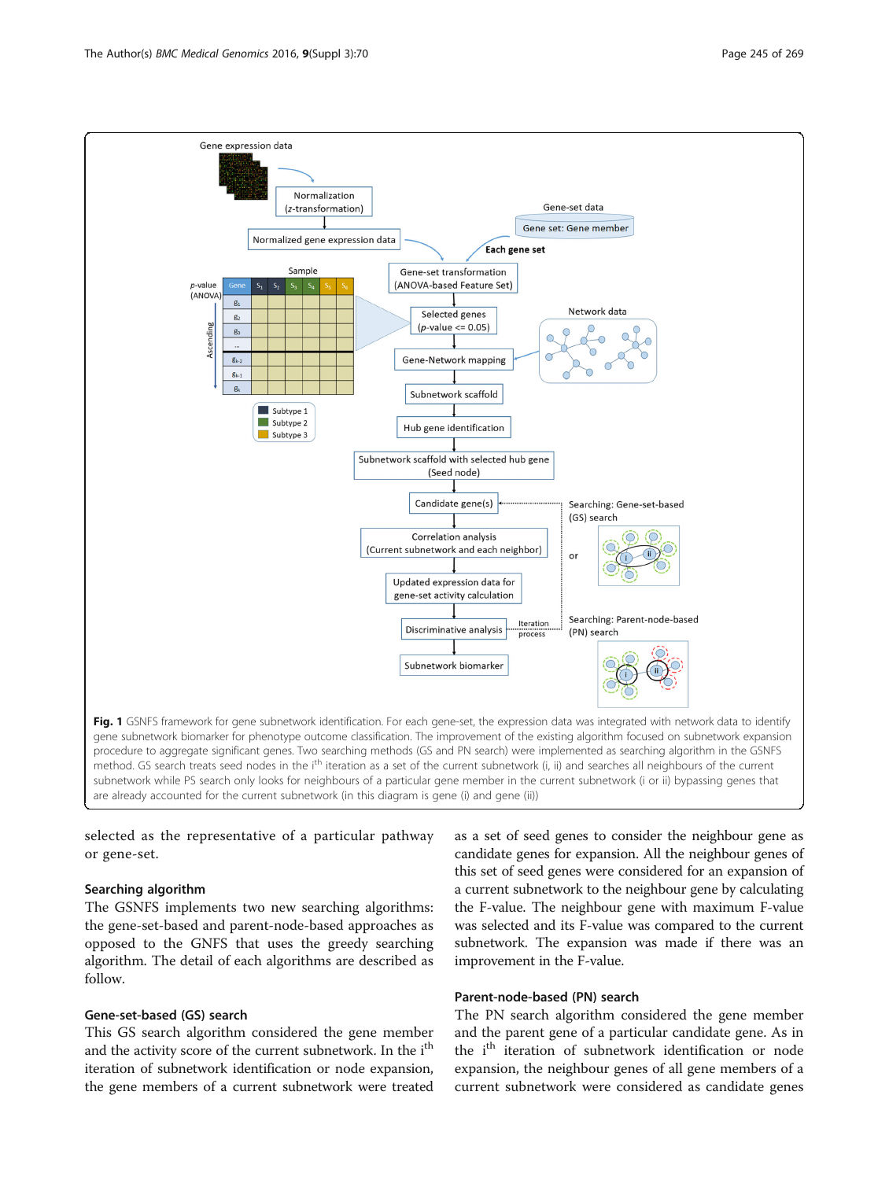Fig. 1 GSNFS framework for gene subnetwork identification. For each gene-set, the expression data was integrated with network data to identify gene subnetwork biomarker for phenotype outcome classification. The improvement of the existing algorithm focused on subnetwork expansion procedure to aggregate significant genes. Two searching methods (GS and PN search) were implemented as searching algorithm in the GSNFS method. GS search treats seed nodes in the i$^{th}$ iteration as a set of the current subnetwork (i, ii) and searches all neighbours of the current subnetwork while PS search only looks for neighbours of a particular gene member in the current subnetwork (i or ii) bypassing genes that are already accounted for the current subnetwork (in this diagram is gene (i) and gene (ii))

selected as the representative of a particular pathway or gene-set.

### Searching algorithm

The GSNFS implements two new searching algorithms: the gene-set-based and parent-node-based approaches as opposed to the GNFS that uses the greedy searching algorithm. The detail of each algorithms are described as follow.

#### Gene-set-based (GS) search

This GS search algorithm considered the gene member and the activity score of the current subnetwork. In the i$^{th}$ iteration of subnetwork identification or node expansion, the gene members of a current subnetwork were treated as a set of seed genes to consider the neighbour gene as candidate genes for expansion. All the neighbour genes of this set of seed genes were considered for an expansion of a current subnetwork to the neighbour gene by calculating the F-value. The neighbour gene with maximum F-value was selected and its F-value was compared to the current subnetwork. The expansion was made if there was an improvement in the F-value.

#### Parent-node-based (PN) search

The PN search algorithm considered the gene member and the parent gene of a particular candidate gene. As in the i$^{th}$ iteration of subnetwork identification or node expansion, the neighbour genes of all gene members of a current subnetwork were considered as candidate genes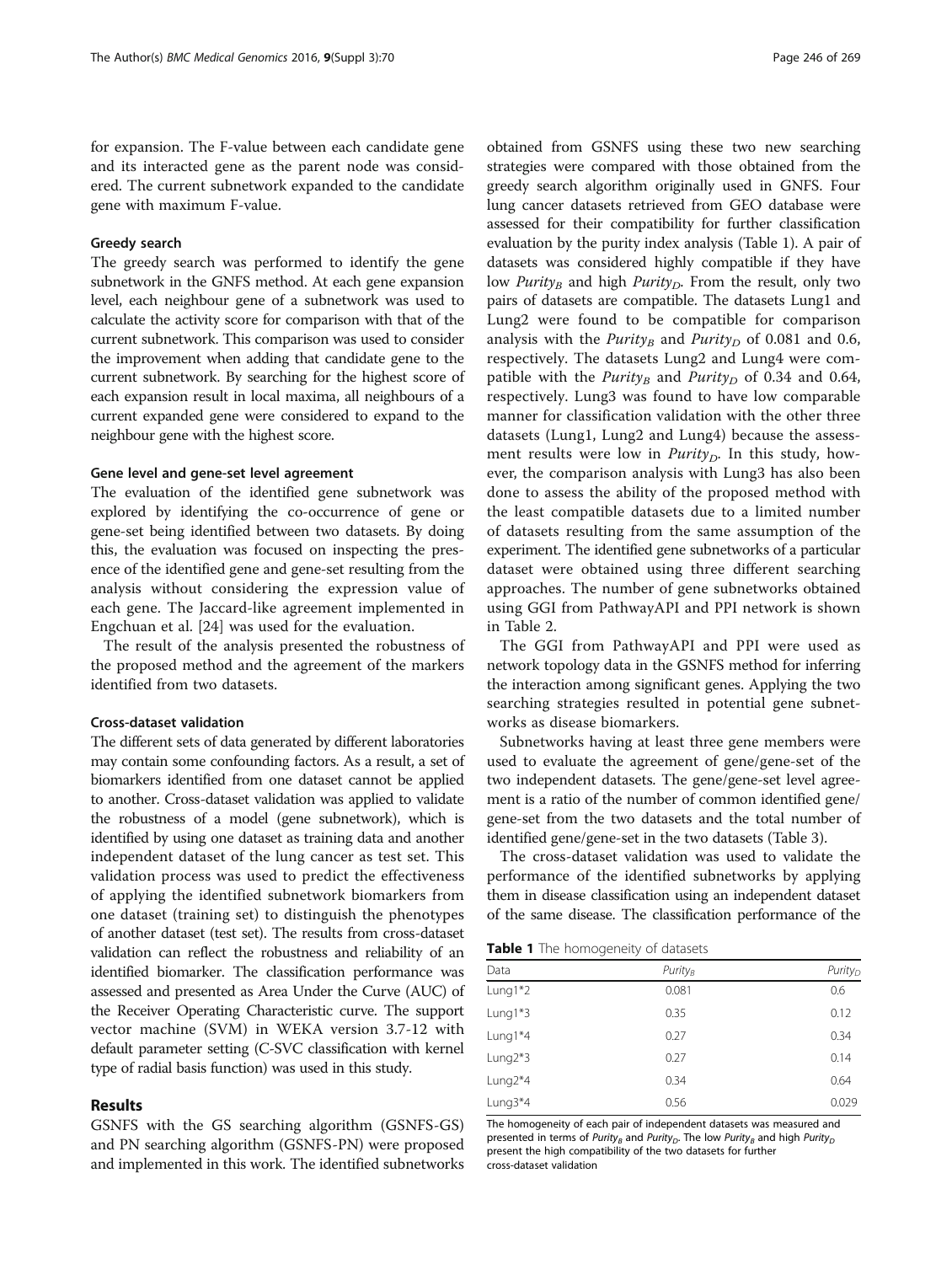for expansion. The F-value between each candidate gene and its interacted gene as the parent node was considered. The current subnetwork expanded to the candidate gene with maximum F-value.

#### Greedy search

The greedy search was performed to identify the gene subnetwork in the GNFS method. At each gene expansion level, each neighbour gene of a subnetwork was used to calculate the activity score for comparison with that of the current subnetwork. This comparison was used to consider the improvement when adding that candidate gene to the current subnetwork. By searching for the highest score of each expansion result in local maxima, all neighbours of a current expanded gene were considered to expand to the neighbour gene with the highest score.

#### Gene level and gene-set level agreement

The evaluation of the identified gene subnetwork was explored by identifying the co-occurrence of gene or gene-set being identified between two datasets. By doing this, the evaluation was focused on inspecting the presence of the identified gene and gene-set resulting from the analysis without considering the expression value of each gene. The Jaccard-like agreement implemented in Engchuan et al. [24] was used for the evaluation.

The result of the analysis presented the robustness of the proposed method and the agreement of the markers identified from two datasets.

#### Cross-dataset validation

The different sets of data generated by different laboratories may contain some confounding factors. As a result, a set of biomarkers identified from one dataset cannot be applied to another. Cross-dataset validation was applied to validate the robustness of a model (gene subnetwork), which is identified by using one dataset as training data and another independent dataset of the lung cancer as test set. This validation process was used to predict the effectiveness of applying the identified subnetwork biomarkers from one dataset (training set) to distinguish the phenotypes of another dataset (test set). The results from cross-dataset validation can reflect the robustness and reliability of an identified biomarker. The classification performance was assessed and presented as Area Under the Curve (AUC) of the Receiver Operating Characteristic curve. The support vector machine (SVM) in WEKA version 3.7-12 with default parameter setting (C-SVC classification with kernel type of radial basis function) was used in this study.

## Results

GSNFS with the GS searching algorithm (GSNFS-GS) and PN searching algorithm (GSNFS-PN) were proposed and implemented in this work. The identified subnetworks obtained from GSNFS using these two new searching strategies were compared with those obtained from the greedy search algorithm originally used in GNFS. Four lung cancer datasets retrieved from GEO database were assessed for their compatibility for further classification evaluation by the purity index analysis (Table 1). A pair of datasets was considered highly compatible if they have low $Purity_B$ and high $Purity_D$. From the result, only two pairs of datasets are compatible. The datasets Lung1 and Lung2 were found to be compatible for comparison analysis with the $Purity_B$ and $Purity_D$ of 0.081 and 0.6, respectively. The datasets Lung2 and Lung4 were compatible with the $Purity_B$ and $Purity_D$ of 0.34 and 0.64, respectively. Lung3 was found to have low comparable manner for classification validation with the other three datasets (Lung1, Lung2 and Lung4) because the assessment results were low in $Purity_D$. In this study, however, the comparison analysis with Lung3 has also been done to assess the ability of the proposed method with the least compatible datasets due to a limited number of datasets resulting from the same assumption of the experiment. The identified gene subnetworks of a particular dataset were obtained using three different searching approaches. The number of gene subnetworks obtained using GGI from PathwayAPI and PPI network is shown in Table 2.

The GGI from PathwayAPI and PPI were used as network topology data in the GSNFS method for inferring the interaction among significant genes. Applying the two searching strategies resulted in potential gene subnetworks as disease biomarkers.

Subnetworks having at least three gene members were used to evaluate the agreement of gene/gene-set of the two independent datasets. The gene/gene-set level agreement is a ratio of the number of common identified gene/gene-set from the two datasets and the total number of identified gene/gene-set in the two datasets (Table 3).

The cross-dataset validation was used to validate the performance of the identified subnetworks by applying them in disease classification using an independent dataset of the same disease. The classification performance of the

**Table 1** The homogeneity of datasets

| Data | $Purity_B$ | $Purity_D$ |
|---|---|---|
| Lung1*2 | 0.081 | 0.6 |
| Lung1*3 | 0.35 | 0.12 |
| Lung1*4 | 0.27 | 0.34 |
| Lung2*3 | 0.27 | 0.14 |
| Lung2*4 | 0.34 | 0.64 |
| Lung3*4 | 0.56 | 0.029 |

The homogeneity of each pair of independent datasets was measured and presented in terms of $Purity_B$ and $Purity_D$. The low $Purity_B$ and high $Purity_D$ present the high compatibility of the two datasets for further cross-dataset validation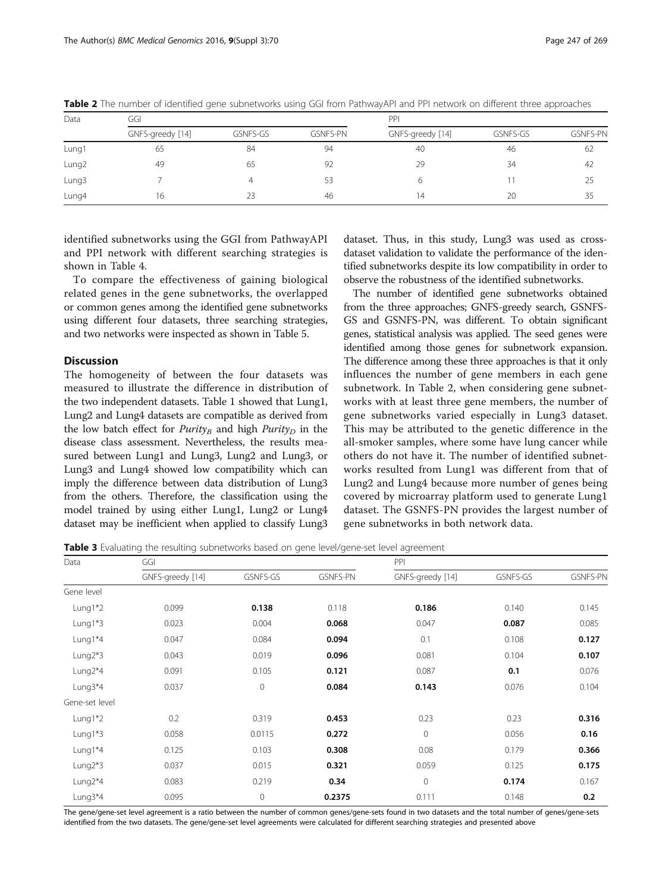**Table 2** The number of identified gene subnetworks using GGI from PathwayAPI and PPI network on different three approaches

| Data | GGI | | | PPI | | |
|---|---|---|---|---|---|---|
| | GNFS-greedy [14] | GSNFS-GS | GSNFS-PN | GNFS-greedy [14] | GSNFS-GS | GSNFS-PN |
| Lung1 | 65 | 84 | 94 | 40 | 46 | 62 |
| Lung2 | 49 | 65 | 92 | 29 | 34 | 42 |
| Lung3 | 7 | 4 | 53 | 6 | 11 | 25 |
| Lung4 | 16 | 23 | 46 | 14 | 20 | 35 |

identified subnetworks using the GGI from PathwayAPI and PPI network with different searching strategies is shown in Table 4.

To compare the effectiveness of gaining biological related genes in the gene subnetworks, the overlapped or common genes among the identified gene subnetworks using different four datasets, three searching strategies, and two networks were inspected as shown in Table 5.

## Discussion

The homogeneity of between the four datasets was measured to illustrate the difference in distribution of the two independent datasets. Table 1 showed that Lung1, Lung2 and Lung4 datasets are compatible as derived from the low batch effect for $Purity_B$ and high $Purity_D$ in the disease class assessment. Nevertheless, the results measured between Lung1 and Lung3, Lung2 and Lung3, or Lung3 and Lung4 showed low compatibility which can imply the difference between data distribution of Lung3 from the others. Therefore, the classification using the model trained by using either Lung1, Lung2 or Lung4 dataset may be inefficient when applied to classify Lung3 dataset. Thus, in this study, Lung3 was used as cross-dataset validation to validate the performance of the identified subnetworks despite its low compatibility in order to observe the robustness of the identified subnetworks.

The number of identified gene subnetworks obtained from the three approaches; GNFS-greedy search, GSNFS-GS and GSNFS-PN, was different. To obtain significant genes, statistical analysis was applied. The seed genes were identified among those genes for subnetwork expansion. The difference among these three approaches is that it only influences the number of gene members in each gene subnetwork. In Table 2, when considering gene subnetworks with at least three gene members, the number of gene subnetworks varied especially in Lung3 dataset. This may be attributed to the genetic difference in the all-smoker samples, where some have lung cancer while others do not have it. The number of identified subnetworks resulted from Lung1 was different from that of Lung2 and Lung4 because more number of genes being covered by microarray platform used to generate Lung1 dataset. The GSNFS-PN provides the largest number of gene subnetworks in both network data.

**Table 3** Evaluating the resulting subnetworks based on gene level/gene-set level agreement

| Data | GGI | | | PPI | | |
|---|---|---|---|---|---|---|
| | GNFS-greedy [14] | GSNFS-GS | GSNFS-PN | GNFS-greedy [14] | GSNFS-GS | GSNFS-PN |
| Gene level | | | | | | |
| Lung1*2 | 0.099 | **0.138** | 0.118 | **0.186** | 0.140 | 0.145 |
| Lung1*3 | 0.023 | 0.004 | **0.068** | 0.047 | **0.087** | 0.085 |
| Lung1*4 | 0.047 | 0.084 | **0.094** | 0.1 | 0.108 | **0.127** |
| Lung2*3 | 0.043 | 0.019 | **0.096** | 0.081 | 0.104 | **0.107** |
| Lung2*4 | 0.091 | 0.105 | **0.121** | 0.087 | **0.1** | 0.076 |
| Lung3*4 | 0.037 | 0 | **0.084** | **0.143** | 0.076 | 0.104 |
| Gene-set level | | | | | | |
| Lung1*2 | 0.2 | 0.319 | **0.453** | 0.23 | 0.23 | **0.316** |
| Lung1*3 | 0.058 | 0.0115 | **0.272** | 0 | 0.056 | **0.16** |
| Lung1*4 | 0.125 | 0.103 | **0.308** | 0.08 | 0.179 | **0.366** |
| Lung2*3 | 0.037 | 0.015 | **0.321** | 0.059 | 0.125 | **0.175** |
| Lung2*4 | 0.083 | 0.219 | **0.34** | 0 | **0.174** | 0.167 |
| Lung3*4 | 0.095 | 0 | **0.2375** | 0.111 | 0.148 | **0.2** |

The gene/gene-set level agreement is a ratio between the number of common genes/gene-sets found in two datasets and the total number of genes/gene-sets identified from the two datasets. The gene/gene-set level agreements were calculated for different searching strategies and presented above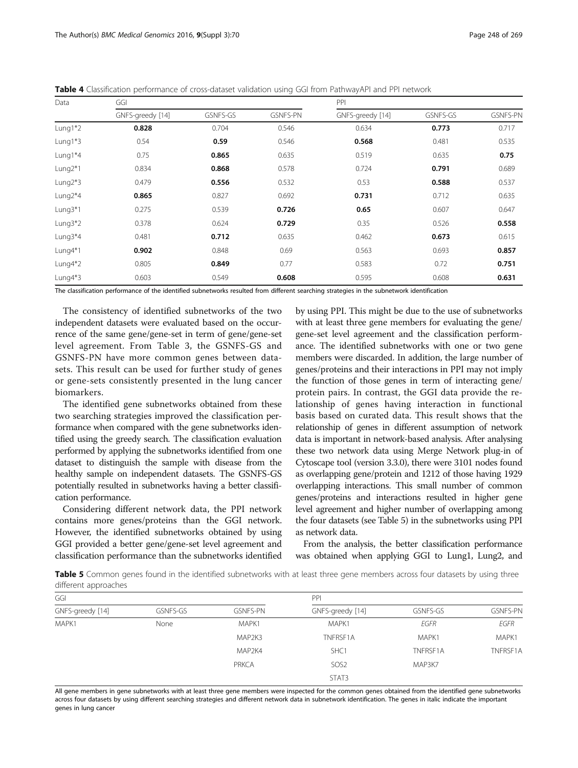**Table 4** Classification performance of cross-dataset validation using GGI from PathwayAPI and PPI network

| Data | GGI | | | PPI | | |
|---|---|---|---|---|---|---|
| | GNFS-greedy [14] | GSNFS-GS | GSNFS-PN | GNFS-greedy [14] | GSNFS-GS | GSNFS-PN |
| Lung1*2 | **0.828** | 0.704 | 0.546 | 0.634 | **0.773** | 0.717 |
| Lung1*3 | 0.54 | **0.59** | 0.546 | **0.568** | 0.481 | 0.535 |
| Lung1*4 | 0.75 | **0.865** | 0.635 | 0.519 | 0.635 | **0.75** |
| Lung2*1 | 0.834 | **0.868** | 0.578 | 0.724 | **0.791** | 0.689 |
| Lung2*3 | 0.479 | **0.556** | 0.532 | 0.53 | **0.588** | 0.537 |
| Lung2*4 | **0.865** | 0.827 | 0.692 | **0.731** | 0.712 | 0.635 |
| Lung3*1 | 0.275 | 0.539 | **0.726** | **0.65** | 0.607 | 0.647 |
| Lung3*2 | 0.378 | 0.624 | **0.729** | 0.35 | 0.526 | **0.558** |
| Lung3*4 | 0.481 | **0.712** | 0.635 | 0.462 | **0.673** | 0.615 |
| Lung4*1 | **0.902** | 0.848 | 0.69 | 0.563 | 0.693 | **0.857** |
| Lung4*2 | 0.805 | **0.849** | 0.77 | 0.583 | 0.72 | **0.751** |
| Lung4*3 | 0.603 | 0.549 | **0.608** | 0.595 | 0.608 | **0.631** |

The classification performance of the identified subnetworks resulted from different searching strategies in the subnetwork identification

The consistency of identified subnetworks of the two independent datasets were evaluated based on the occurrence of the same gene/gene-set in term of gene/gene-set level agreement. From Table 3, the GSNFS-GS and GSNFS-PN have more common genes between datasets. This result can be used for further study of genes or gene-sets consistently presented in the lung cancer biomarkers.

The identified gene subnetworks obtained from these two searching strategies improved the classification performance when compared with the gene subnetworks identified using the greedy search. The classification evaluation performed by applying the subnetworks identified from one dataset to distinguish the sample with disease from the healthy sample on independent datasets. The GSNFS-GS potentially resulted in subnetworks having a better classification performance.

Considering different network data, the PPI network contains more genes/proteins than the GGI network. However, the identified subnetworks obtained by using GGI provided a better gene/gene-set level agreement and classification performance than the subnetworks identified by using PPI. This might be due to the use of subnetworks with at least three gene members for evaluating the gene/gene-set level agreement and the classification performance. The identified subnetworks with one or two gene members were discarded. In addition, the large number of genes/proteins and their interactions in PPI may not imply the function of those genes in term of interacting gene/protein pairs. In contrast, the GGI data provide the relationship of genes having interaction in functional basis based on curated data. This result shows that the relationship of genes in different assumption of network data is important in network-based analysis. After analysing these two network data using Merge Network plug-in of Cytoscape tool (version 3.3.0), there were 3101 nodes found as overlapping gene/protein and 1212 of those having 1929 overlapping interactions. This small number of common genes/proteins and interactions resulted in higher gene level agreement and higher number of overlapping among the four datasets (see Table 5) in the subnetworks using PPI as network data.

From the analysis, the better classification performance was obtained when applying GGI to Lung1, Lung2, and

**Table 5** Common genes found in the identified subnetworks with at least three gene members across four datasets by using three different approaches

| GGI | | | PPI | | |
|---|---|---|---|---|---|
| GNFS-greedy [14] | GSNFS-GS | GSNFS-PN | GNFS-greedy [14] | GSNFS-GS | GSNFS-PN |
| MAPK1 | None | MAPK1 | MAPK1 | *EGFR* | *EGFR* |
| | | MAP2K3 | TNFRSF1A | MAPK1 | MAPK1 |
| | | MAP2K4 | SHC1 | TNFRSF1A | TNFRSF1A |
| | | PRKCA | SOS2 | MAP3K7 | |
| | | | STAT3 | | |

All gene members in gene subnetworks with at least three gene members were inspected for the common genes obtained from the identified gene subnetworks across four datasets by using different searching strategies and different network data in subnetwork identification. The genes in italic indicate the important genes in lung cancer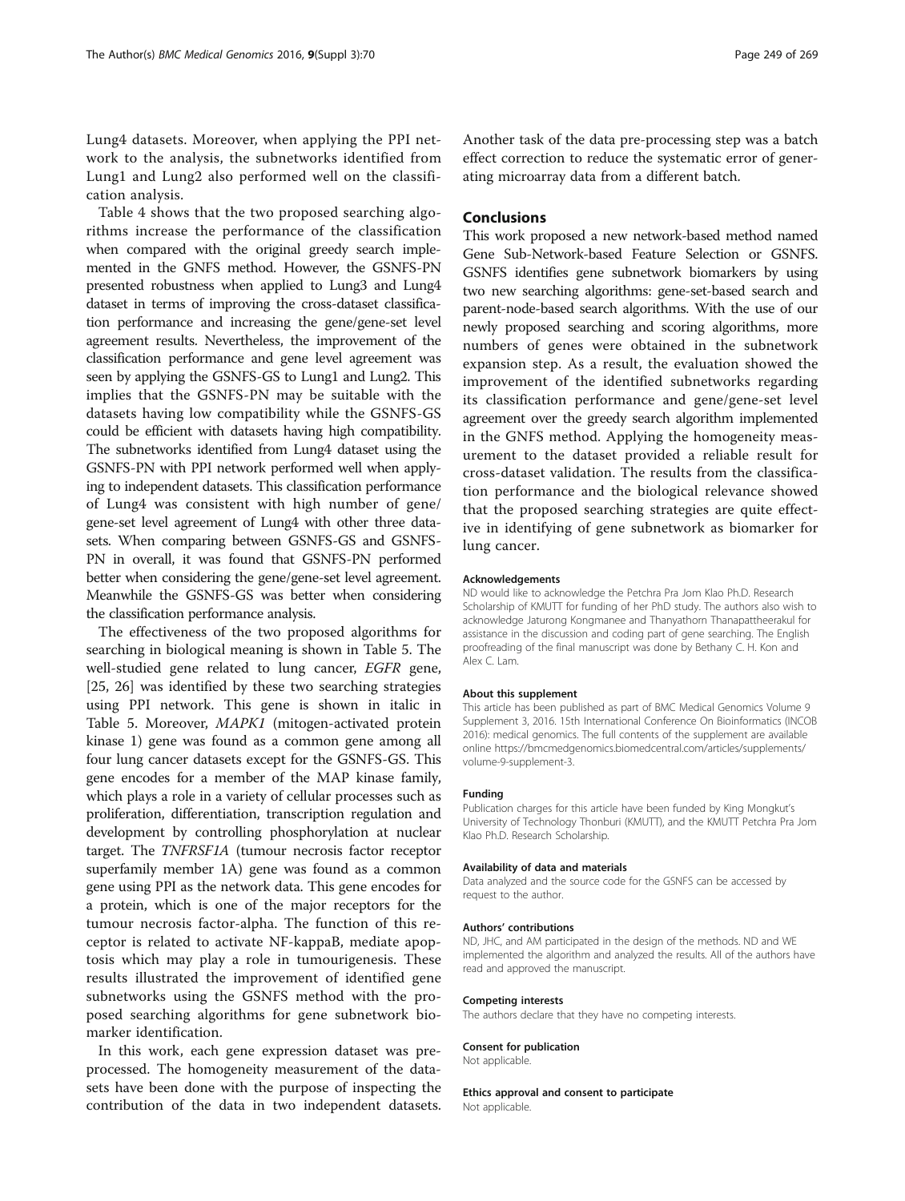Lung4 datasets. Moreover, when applying the PPI network to the analysis, the subnetworks identified from Lung1 and Lung2 also performed well on the classification analysis.

Table 4 shows that the two proposed searching algorithms increase the performance of the classification when compared with the original greedy search implemented in the GNFS method. However, the GSNFS-PN presented robustness when applied to Lung3 and Lung4 dataset in terms of improving the cross-dataset classification performance and increasing the gene/gene-set level agreement results. Nevertheless, the improvement of the classification performance and gene level agreement was seen by applying the GSNFS-GS to Lung1 and Lung2. This implies that the GSNFS-PN may be suitable with the datasets having low compatibility while the GSNFS-GS could be efficient with datasets having high compatibility. The subnetworks identified from Lung4 dataset using the GSNFS-PN with PPI network performed well when applying to independent datasets. This classification performance of Lung4 was consistent with high number of gene/gene-set level agreement of Lung4 with other three datasets. When comparing between GSNFS-GS and GSNFS-PN in overall, it was found that GSNFS-PN performed better when considering the gene/gene-set level agreement. Meanwhile the GSNFS-GS was better when considering the classification performance analysis.

The effectiveness of the two proposed algorithms for searching in biological meaning is shown in Table 5. The well-studied gene related to lung cancer, *EGFR* gene, [25, 26] was identified by these two searching strategies using PPI network. This gene is shown in italic in Table 5. Moreover, *MAPK1* (mitogen-activated protein kinase 1) gene was found as a common gene among all four lung cancer datasets except for the GSNFS-GS. This gene encodes for a member of the MAP kinase family, which plays a role in a variety of cellular processes such as proliferation, differentiation, transcription regulation and development by controlling phosphorylation at nuclear target. The *TNFRSF1A* (tumour necrosis factor receptor superfamily member 1A) gene was found as a common gene using PPI as the network data. This gene encodes for a protein, which is one of the major receptors for the tumour necrosis factor-alpha. The function of this receptor is related to activate NF-kappaB, mediate apoptosis which may play a role in tumourigenesis. These results illustrated the improvement of identified gene subnetworks using the GSNFS method with the proposed searching algorithms for gene subnetwork biomarker identification.

In this work, each gene expression dataset was preprocessed. The homogeneity measurement of the datasets have been done with the purpose of inspecting the contribution of the data in two independent datasets. Another task of the data pre-processing step was a batch effect correction to reduce the systematic error of generating microarray data from a different batch.

## Conclusions

This work proposed a new network-based method named Gene Sub-Network-based Feature Selection or GSNFS. GSNFS identifies gene subnetwork biomarkers by using two new searching algorithms: gene-set-based search and parent-node-based search algorithms. With the use of our newly proposed searching and scoring algorithms, more numbers of genes were obtained in the subnetwork expansion step. As a result, the evaluation showed the improvement of the identified subnetworks regarding its classification performance and gene/gene-set level agreement over the greedy search algorithm implemented in the GNFS method. Applying the homogeneity measurement to the dataset provided a reliable result for cross-dataset validation. The results from the classification performance and the biological relevance showed that the proposed searching strategies are quite effective in identifying of gene subnetwork as biomarker for lung cancer.

#### Acknowledgements

ND would like to acknowledge the Petchra Pra Jom Klao Ph.D. Research Scholarship of KMUTT for funding of her PhD study. The authors also wish to acknowledge Jaturong Kongmanee and Thanyathorn Thanapattheerakul for assistance in the discussion and coding part of gene searching. The English proofreading of the final manuscript was done by Bethany C. H. Kon and Alex C. Lam.

#### About this supplement

This article has been published as part of BMC Medical Genomics Volume 9 Supplement 3, 2016. 15th International Conference On Bioinformatics (INCOB 2016): medical genomics. The full contents of the supplement are available online https://bmcmedgenomics.biomedcentral.com/articles/supplements/volume-9-supplement-3.

#### Funding

Publication charges for this article have been funded by King Mongkut's University of Technology Thonburi (KMUTT), and the KMUTT Petchra Pra Jom Klao Ph.D. Research Scholarship.

#### Availability of data and materials

Data analyzed and the source code for the GSNFS can be accessed by request to the author.

#### Authors' contributions

ND, JHC, and AM participated in the design of the methods. ND and WE implemented the algorithm and analyzed the results. All of the authors have read and approved the manuscript.

#### Competing interests

The authors declare that they have no competing interests.

#### Consent for publication

Not applicable.

#### Ethics approval and consent to participate

Not applicable.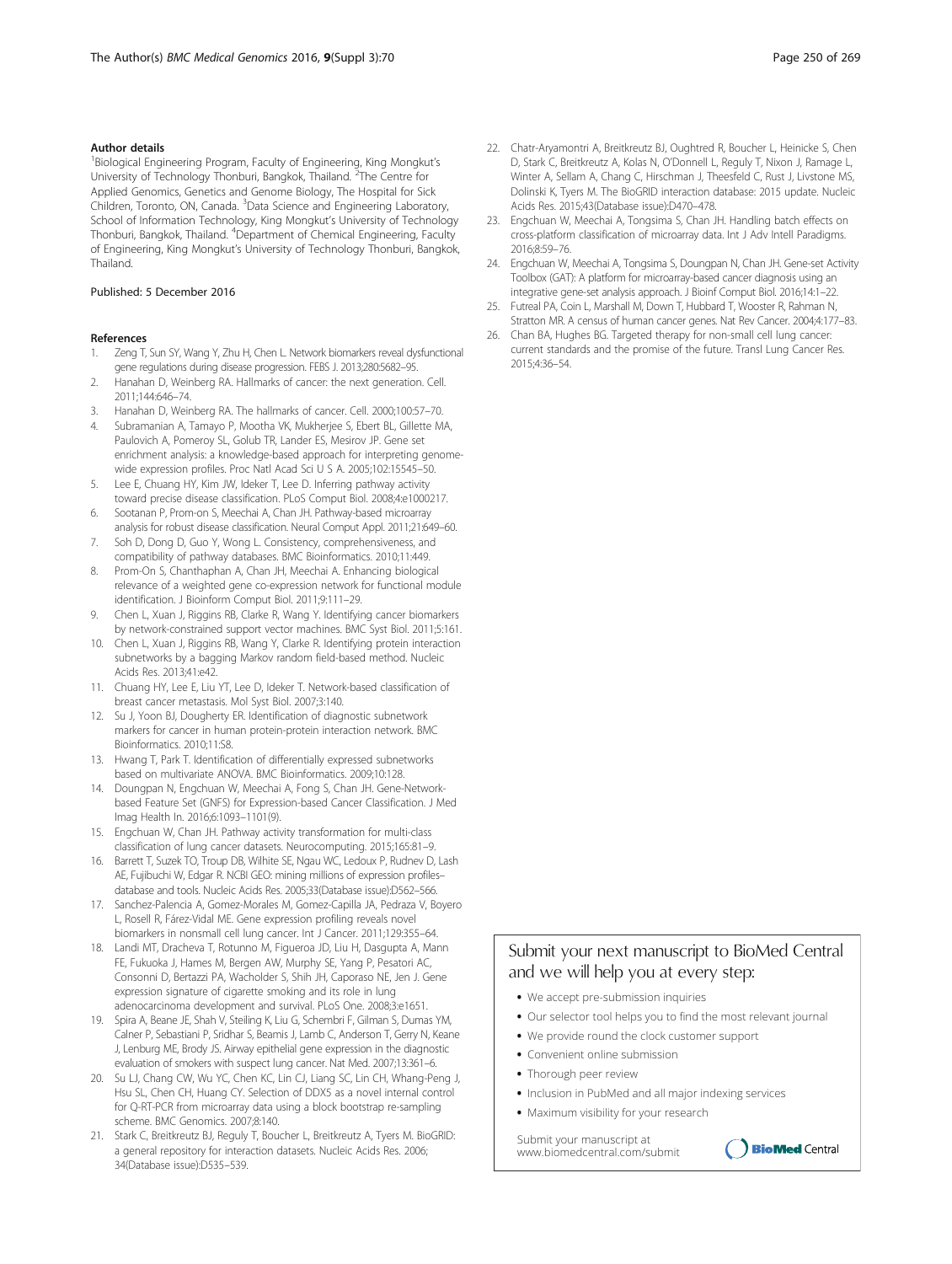### Author details

[1]Biological Engineering Program, Faculty of Engineering, King Mongkut's University of Technology Thonburi, Bangkok, Thailand. [2]The Centre for Applied Genomics, Genetics and Genome Biology, The Hospital for Sick Children, Toronto, ON, Canada. [3]Data Science and Engineering Laboratory, School of Information Technology, King Mongkut's University of Technology Thonburi, Bangkok, Thailand. [4]Department of Chemical Engineering, Faculty of Engineering, King Mongkut's University of Technology Thonburi, Bangkok, Thailand.

Published: 5 December 2016

### References

1. Zeng T, Sun SY, Wang Y, Zhu H, Chen L. Network biomarkers reveal dysfunctional gene regulations during disease progression. FEBS J. 2013;280:5682–95.
2. Hanahan D, Weinberg RA. Hallmarks of cancer: the next generation. Cell. 2011;144:646–74.
3. Hanahan D, Weinberg RA. The hallmarks of cancer. Cell. 2000;100:57–70.
4. Subramanian A, Tamayo P, Mootha VK, Mukherjee S, Ebert BL, Gillette MA, Paulovich A, Pomeroy SL, Golub TR, Lander ES, Mesirov JP. Gene set enrichment analysis: a knowledge-based approach for interpreting genome-wide expression profiles. Proc Natl Acad Sci U S A. 2005;102:15545–50.
5. Lee E, Chuang HY, Kim JW, Ideker T, Lee D. Inferring pathway activity toward precise disease classification. PLoS Comput Biol. 2008;4:e1000217.
6. Sootanan P, Prom-on S, Meechai A, Chan JH. Pathway-based microarray analysis for robust disease classification. Neural Comput Appl. 2011;21:649–60.
7. Soh D, Dong D, Guo Y, Wong L. Consistency, comprehensiveness, and compatibility of pathway databases. BMC Bioinformatics. 2010;11:449.
8. Prom-On S, Chanthaphan A, Chan JH, Meechai A. Enhancing biological relevance of a weighted gene co-expression network for functional module identification. J Bioinform Comput Biol. 2011;9:111–29.
9. Chen L, Xuan J, Riggins RB, Clarke R, Wang Y. Identifying cancer biomarkers by network-constrained support vector machines. BMC Syst Biol. 2011;5:161.
10. Chen L, Xuan J, Riggins RB, Wang Y, Clarke R. Identifying protein interaction subnetworks by a bagging Markov random field-based method. Nucleic Acids Res. 2013;41:e42.
11. Chuang HY, Lee E, Liu YT, Lee D, Ideker T. Network-based classification of breast cancer metastasis. Mol Syst Biol. 2007;3:140.
12. Su J, Yoon BJ, Dougherty ER. Identification of diagnostic subnetwork markers for cancer in human protein-protein interaction network. BMC Bioinformatics. 2010;11:S8.
13. Hwang T, Park T. Identification of differentially expressed subnetworks based on multivariate ANOVA. BMC Bioinformatics. 2009;10:128.
14. Doungpan N, Engchuan W, Meechai A, Fong S, Chan JH. Gene-Network-based Feature Set (GNFS) for Expression-based Cancer Classification. J Med Imag Health In. 2016;6:1093–1101(9).
15. Engchuan W, Chan JH. Pathway activity transformation for multi-class classification of lung cancer datasets. Neurocomputing. 2015;165:81–9.
16. Barrett T, Suzek TO, Troup DB, Wilhite SE, Ngau WC, Ledoux P, Rudnev D, Lash AE, Fujibuchi W, Edgar R. NCBI GEO: mining millions of expression profiles–database and tools. Nucleic Acids Res. 2005;33(Database issue):D562–566.
17. Sanchez-Palencia A, Gomez-Morales M, Gomez-Capilla JA, Pedraza V, Boyero L, Rosell R, Fárez-Vidal ME. Gene expression profiling reveals novel biomarkers in nonsmall cell lung cancer. Int J Cancer. 2011;129:355–64.
18. Landi MT, Dracheva T, Rotunno M, Figueroa JD, Liu H, Dasgupta A, Mann FE, Fukuoka J, Hames M, Bergen AW, Murphy SE, Yang P, Pesatori AC, Consonni D, Bertazzi PA, Wacholder S, Shih JH, Caporaso NE, Jen J. Gene expression signature of cigarette smoking and its role in lung adenocarcinoma development and survival. PLoS One. 2008;3:e1651.
19. Spira A, Beane JE, Shah V, Steiling K, Liu G, Schembri F, Gilman S, Dumas YM, Calner P, Sebastiani P, Sridhar S, Beamis J, Lamb C, Anderson T, Gerry N, Keane J, Lenburg ME, Brody JS. Airway epithelial gene expression in the diagnostic evaluation of smokers with suspect lung cancer. Nat Med. 2007;13:361–6.
20. Su LJ, Chang CW, Wu YC, Chen KC, Lin CJ, Liang SC, Lin CH, Whang-Peng J, Hsu SL, Chen CH, Huang CY. Selection of DDX5 as a novel internal control for Q-RT-PCR from microarray data using a block bootstrap re-sampling scheme. BMC Genomics. 2007;8:140.
21. Stark C, Breitkreutz BJ, Reguly T, Boucher L, Breitkreutz A, Tyers M. BioGRID: a general repository for interaction datasets. Nucleic Acids Res. 2006; 34(Database issue):D535–539.
22. Chatr-Aryamontri A, Breitkreutz BJ, Oughtred R, Boucher L, Heinicke S, Chen D, Stark C, Breitkreutz A, Kolas N, O'Donnell L, Reguly T, Nixon J, Ramage L, Winter A, Sellam A, Chang C, Hirschman J, Theesfeld C, Rust J, Livstone MS, Dolinski K, Tyers M. The BioGRID interaction database: 2015 update. Nucleic Acids Res. 2015;43(Database issue):D470–478.
23. Engchuan W, Meechai A, Tongsima S, Chan JH. Handling batch effects on cross-platform classification of microarray data. Int J Adv Intell Paradigms. 2016;8:59–76.
24. Engchuan W, Meechai A, Tongsima S, Doungpan N, Chan JH. Gene-set Activity Toolbox (GAT): A platform for microarray-based cancer diagnosis using an integrative gene-set analysis approach. J Bioinf Comput Biol. 2016;14:1–22.
25. Futreal PA, Coin L, Marshall M, Down T, Hubbard T, Wooster R, Rahman N, Stratton MR. A census of human cancer genes. Nat Rev Cancer. 2004;4:177–83.
26. Chan BA, Hughes BG. Targeted therapy for non-small cell lung cancer: current standards and the promise of the future. Transl Lung Cancer Res. 2015;4:36–54.

Submit your next manuscript to BioMed Central and we will help you at every step:

- We accept pre-submission inquiries
- Our selector tool helps you to find the most relevant journal
- We provide round the clock customer support
- Convenient online submission
- Thorough peer review
- Inclusion in PubMed and all major indexing services
- Maximum visibility for your research

Submit your manuscript at www.biomedcentral.com/submit

BioMed Central